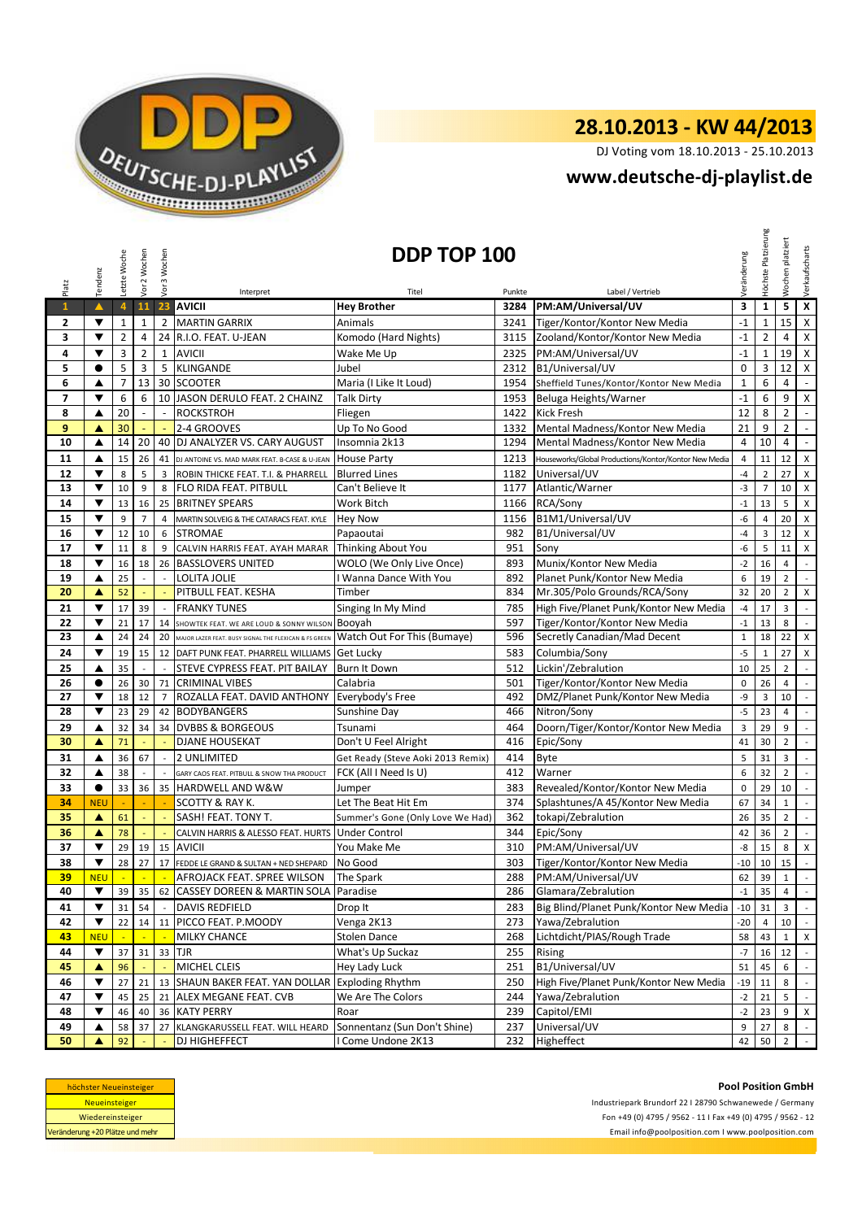DEUTSCHE-DJ-PLAYLIST

# 28.10.2013 - KW 44/2013

DJ Voting vom 18.10.2013 - 25.10.2013

## www.deutsche-dj-playlist.de

## DDP TOP 100

| Platz | Tendenz | Letzte Woche | Vor 2 Wochen | Vor 3 Wochen | Interpret | Titel | Punkte | Label / Vertrieb | Veränderung | Höchste Platzierung | Wochen platziert | Verkaufscharts |
|---|---|---|---|---|---|---|---|---|---|---|---|---|
| 1 | ▲ | 4 | 11 | 23 | AVICII | Hey Brother | 3284 | PM:AM/Universal/UV | 3 | 1 | 5 | X |
| 2 | ▼ | 1 | 1 | 2 | MARTIN GARRIX | Animals | 3241 | Tiger/Kontor/Kontor New Media | -1 | 1 | 15 | X |
| 3 | ▼ | 2 | 4 | 24 | R.I.O. FEAT. U-JEAN | Komodo (Hard Nights) | 3115 | Zooland/Kontor/Kontor New Media | -1 | 2 | 4 | X |
| 4 | ▼ | 3 | 2 | 1 | AVICII | Wake Me Up | 2325 | PM:AM/Universal/UV | -1 | 1 | 19 | X |
| 5 | ● | 5 | 3 | 5 | KLINGANDE | Jubel | 2312 | B1/Universal/UV | 0 | 3 | 12 | X |
| 6 | ▲ | 7 | 13 | 30 | SCOOTER | Maria (I Like It Loud) | 1954 | Sheffield Tunes/Kontor/Kontor New Media | 1 | 6 | 4 | - |
| 7 | ▼ | 6 | 6 | 10 | JASON DERULO FEAT. 2 CHAINZ | Talk Dirty | 1953 | Beluga Heights/Warner | -1 | 6 | 9 | X |
| 8 | ▲ | 20 | - | - | ROCKSTROH | Fliegen | 1422 | Kick Fresh | 12 | 8 | 2 | - |
| 9 | ▲ | 30 | - | - | 2-4 GROOVES | Up To No Good | 1332 | Mental Madness/Kontor New Media | 21 | 9 | 2 | - |
| 10 | ▲ | 14 | 20 | 40 | DJ ANALYZER VS. CARY AUGUST | Insomnia 2k13 | 1294 | Mental Madness/Kontor New Media | 4 | 10 | 4 | - |
| 11 | ▲ | 15 | 26 | 41 | DJ ANTOINE VS. MAD MARK FEAT. B-CASE & U-JEAN | House Party | 1213 | Houseworks/Global Productions/Kontor/Kontor New Media | 4 | 11 | 12 | X |
| 12 | ▼ | 8 | 5 | 3 | ROBIN THICKE FEAT. T.I. & PHARRELL | Blurred Lines | 1182 | Universal/UV | -4 | 2 | 27 | X |
| 13 | ▼ | 10 | 9 | 8 | FLO RIDA FEAT. PITBULL | Can't Believe It | 1177 | Atlantic/Warner | -3 | 7 | 10 | X |
| 14 | ▼ | 13 | 16 | 25 | BRITNEY SPEARS | Work Bitch | 1166 | RCA/Sony | -1 | 13 | 5 | X |
| 15 | ▼ | 9 | 7 | 4 | MARTIN SOLVEIG & THE CATARACS FEAT. KYLE | Hey Now | 1156 | B1M1/Universal/UV | -6 | 4 | 20 | X |
| 16 | ▼ | 12 | 10 | 6 | STROMAE | Papaoutai | 982 | B1/Universal/UV | -4 | 3 | 12 | X |
| 17 | ▼ | 11 | 8 | 9 | CALVIN HARRIS FEAT. AYAH MARAR | Thinking About You | 951 | Sony | -6 | 5 | 11 | X |
| 18 | ▼ | 16 | 18 | 26 | BASSLOVERS UNITED | WOLO (We Only Live Once) | 893 | Munix/Kontor New Media | -2 | 16 | 4 | - |
| 19 | ▲ | 25 | - | - | LOLITA JOLIE | I Wanna Dance With You | 892 | Planet Punk/Kontor New Media | 6 | 19 | 2 | - |
| 20 | ▲ | 52 | - | - | PITBULL FEAT. KESHA | Timber | 834 | Mr.305/Polo Grounds/RCA/Sony | 32 | 20 | 2 | X |
| 21 | ▼ | 17 | 39 | - | FRANKY TUNES | Singing In My Mind | 785 | High Five/Planet Punk/Kontor New Media | -4 | 17 | 3 | - |
| 22 | ▼ | 21 | 17 | 14 | SHOWTEK FEAT. WE ARE LOUD & SONNY WILSON | Booyah | 597 | Tiger/Kontor/Kontor New Media | -1 | 13 | 8 | - |
| 23 | ▲ | 24 | 24 | 20 | MAJOR LAZER FEAT. BUSY SIGNAL THE FLEXICAN & FS GREEN | Watch Out For This (Bumaye) | 596 | Secretly Canadian/Mad Decent | 1 | 18 | 22 | X |
| 24 | ▼ | 19 | 15 | 12 | DAFT PUNK FEAT. PHARRELL WILLIAMS | Get Lucky | 583 | Columbia/Sony | -5 | 1 | 27 | X |
| 25 | ▲ | 35 | - | - | STEVE CYPRESS FEAT. PIT BAILAY | Burn It Down | 512 | Lickin'/Zebralution | 10 | 25 | 2 | - |
| 26 | ● | 26 | 30 | 71 | CRIMINAL VIBES | Calabria | 501 | Tiger/Kontor/Kontor New Media | 0 | 26 | 4 | - |
| 27 | ▼ | 18 | 12 | 7 | ROZALLA FEAT. DAVID ANTHONY | Everybody's Free | 492 | DMZ/Planet Punk/Kontor New Media | -9 | 3 | 10 | - |
| 28 | ▼ | 23 | 29 | 42 | BODYBANGERS | Sunshine Day | 466 | Nitron/Sony | -5 | 23 | 4 | - |
| 29 | ▲ | 32 | 34 | 34 | DVBBS & BORGEOUS | Tsunami | 464 | Doorn/Tiger/Kontor/Kontor New Media | 3 | 29 | 9 | - |
| 30 | ▲ | 71 | - | - | DJANE HOUSEKAT | Don't U Feel Alright | 416 | Epic/Sony | 41 | 30 | 2 | - |
| 31 | ▲ | 36 | 67 | - | 2 UNLIMITED | Get Ready (Steve Aoki 2013 Remix) | 414 | Byte | 5 | 31 | 3 | - |
| 32 | ▲ | 38 | - | - | GARY CAOS FEAT. PITBULL & SNOW THA PRODUCT | FCK (All I Need Is U) | 412 | Warner | 6 | 32 | 2 | - |
| 33 | ● | 33 | 36 | 35 | HARDWELL AND W&W | Jumper | 383 | Revealed/Kontor/Kontor New Media | 0 | 29 | 10 | - |
| 34 | NEU | - | - | - | SCOTTY & RAY K. | Let The Beat Hit Em | 374 | Splashtunes/A 45/Kontor New Media | 67 | 34 | 1 | - |
| 35 | ▲ | 61 | - | - | SASH! FEAT. TONY T. | Summer's Gone (Only Love We Had) | 362 | tokapi/Zebralution | 26 | 35 | 2 | - |
| 36 | ▲ | 78 | - | - | CALVIN HARRIS & ALESSO FEAT. HURTS | Under Control | 344 | Epic/Sony | 42 | 36 | 2 | - |
| 37 | ▼ | 29 | 19 | 15 | AVICII | You Make Me | 310 | PM:AM/Universal/UV | -8 | 15 | 8 | X |
| 38 | ▼ | 28 | 27 | 17 | FEDDE LE GRAND & SULTAN + NED SHEPARD | No Good | 303 | Tiger/Kontor/Kontor New Media | -10 | 10 | 15 | - |
| 39 | NEU | - | - | - | AFROJACK FEAT. SPREE WILSON | The Spark | 288 | PM:AM/Universal/UV | 62 | 39 | 1 | - |
| 40 | ▼ | 39 | 35 | 62 | CASSEY DOREEN & MARTIN SOLA | Paradise | 286 | Glamara/Zebralution | -1 | 35 | 4 | - |
| 41 | ▼ | 31 | 54 | - | DAVIS REDFIELD | Drop It | 283 | Big Blind/Planet Punk/Kontor New Media | -10 | 31 | 3 | - |
| 42 | ▼ | 22 | 14 | 11 | PICCO FEAT. P.MOODY | Venga 2K13 | 273 | Yawa/Zebralution | -20 | 4 | 10 | - |
| 43 | NEU | - | - | - | MILKY CHANCE | Stolen Dance | 268 | Lichtdicht/PIAS/Rough Trade | 58 | 43 | 1 | X |
| 44 | ▼ | 37 | 31 | 33 | TJR | What's Up Suckaz | 255 | Rising | -7 | 16 | 12 | - |
| 45 | ▲ | 96 | - | - | MICHEL CLEIS | Hey Lady Luck | 251 | B1/Universal/UV | 51 | 45 | 6 | - |
| 46 | ▼ | 27 | 21 | 13 | SHAUN BAKER FEAT. YAN DOLLAR | Exploding Rhythm | 250 | High Five/Planet Punk/Kontor New Media | -19 | 11 | 8 | - |
| 47 | ▼ | 45 | 25 | 21 | ALEX MENKE FEAT. CVB | We Are The Colors | 244 | Yawa/Zebralution | -2 | 21 | 5 | - |
| 48 | ▼ | 46 | 40 | 36 | KATY PERRY | Roar | 239 | Capitol/EMI | -2 | 23 | 9 | X |
| 49 | ▲ | 58 | 37 | 27 | KLANGKARUSSELL FEAT. WILL HEARD | Sonnentanz (Sun Don't Shine) | 237 | Universal/UV | 9 | 27 | 8 | - |
| 50 | ▲ | 92 | - | - | DJ HIGHEFFECT | I Come Undone 2K13 | 232 | Higheffect | 42 | 50 | 2 | - |

- höchster Neueinsteiger
- Neueinsteiger
- Wiedereinsteiger
- Veränderung +20 Plätze und mehr

**Pool Position GmbH**

Industriepark Brundorf 22 I 28790 Schwanewede / Germany

Fon +49 (0) 4795 / 9562 - 11 I Fax +49 (0) 4795 / 9562 - 12

Email info@poolposition.com I www.poolposition.com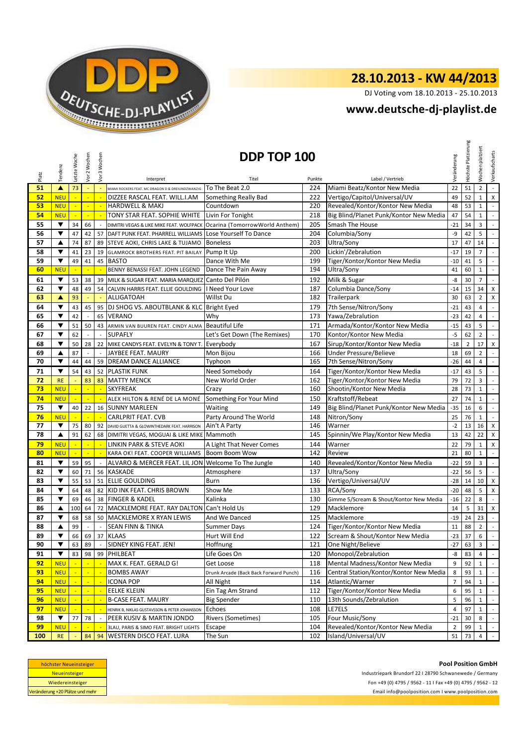# 28.10.2013 - KW 44/2013

DJ Voting vom 18.10.2013 - 25.10.2013

## www.deutsche-dj-playlist.de

## DDP TOP 100

| Platz | Tendenz | Letzte Woche | Vor 2 Wochen | Vor 3 Wochen | Interpret | Titel | Punkte | Label / Vertrieb | Veränderung | Höchste Platzierung | Wochen platziert | Verkaufscharts |
|---|---|---|---|---|---|---|---|---|---|---|---|---|
| 51 | ▲ | 73 | - | - | MIAMI ROCKERS FEAT. MC DRAGON D & DREIUNDZWANZIG | To The Beat 2.0 | 224 | Miami Beatz/Kontor New Media | 22 | 51 | 2 | - |
| 52 | NEU | - | - | - | DIZZEE RASCAL FEAT. WILL.I.AM | Something Really Bad | 222 | Vertigo/Capitol/Universal/UV | 49 | 52 | 1 | X |
| 53 | NEU | - | - | - | HARDWELL & MAKJ | Countdown | 220 | Revealed/Kontor/Kontor New Media | 48 | 53 | 1 | - |
| 54 | NEU | - | - | - | TONY STAR FEAT. SOPHIE WHITE | Livin For Tonight | 218 | Big Blind/Planet Punk/Kontor New Media | 47 | 54 | 1 | - |
| 55 | ▼ | 34 | 66 | - | DIMITRI VEGAS & LIKE MIKE FEAT. WOLFPACK | Ocarina (TomorrowWorld Anthem) | 205 | Smash The House | -21 | 34 | 3 | - |
| 56 | ▼ | 47 | 42 | 57 | DAFT PUNK FEAT. PHARRELL WILLIAMS | Lose Yourself To Dance | 204 | Columbia/Sony | -9 | 42 | 5 | - |
| 57 | ▲ | 74 | 87 | 89 | STEVE AOKI, CHRIS LAKE & TUJAMO | Boneless | 203 | Ultra/Sony | 17 | 47 | 14 | - |
| 58 | ▼ | 41 | 23 | 19 | GLAMROCK BROTHERS FEAT. PIT BAILAY | Pump It Up | 200 | Lickin'/Zebralution | -17 | 19 | 7 | - |
| 59 | ▼ | 49 | 41 | 45 | BASTO | Dance With Me | 199 | Tiger/Kontor/Kontor New Media | -10 | 41 | 5 | - |
| 60 | NEU | - | - | - | BENNY BENASSI FEAT. JOHN LEGEND | Dance The Pain Away | 194 | Ultra/Sony | 41 | 60 | 1 | - |
| 61 | ▼ | 53 | 38 | 39 | MILK & SUGAR FEAT. MARIA MARQUEZ | Canto Del Pilón | 192 | Milk & Sugar | -8 | 30 | 7 | - |
| 62 | ▼ | 48 | 49 | 54 | CALVIN HARRIS FEAT. ELLIE GOULDING | I Need Your Love | 187 | Columbia Dance/Sony | -14 | 15 | 34 | X |
| 63 | ▲ | 93 | - | - | ALLIGATOAH | Willst Du | 182 | Trailerpark | 30 | 63 | 2 | X |
| 64 | ▼ | 43 | 45 | 95 | DJ SHOG VS. ABOUTBLANK & KLC | Bright Eyed | 179 | 7th Sense/Nitron/Sony | -21 | 43 | 4 | - |
| 65 | ▼ | 42 | - | 65 | VERANO | Why | 173 | Yawa/Zebralution | -23 | 42 | 4 | - |
| 66 | ▼ | 51 | 50 | 43 | ARMIN VAN BUUREN FEAT. CINDY ALMA | Beautiful Life | 171 | Armada/Kontor/Kontor New Media | -15 | 43 | 5 | - |
| 67 | ▼ | 62 | - | - | SUPAFLY | Let's Get Down (The Remixes) | 170 | Kontor/Kontor New Media | -5 | 62 | 2 | - |
| 68 | ▼ | 50 | 28 | 22 | MIKE CANDYS FEAT. EVELYN & TONY T. | Everybody | 167 | Sirup/Kontor/Kontor New Media | -18 | 2 | 17 | X |
| 69 | ▲ | 87 | - | - | JAYBEE FEAT. MAURY | Mon Bijou | 166 | Under Pressure/Believe | 18 | 69 | 2 | - |
| 70 | ▼ | 44 | 44 | 59 | DREAM DANCE ALLIANCE | Typhoon | 165 | 7th Sense/Nitron/Sony | -26 | 44 | 4 | - |
| 71 | ▼ | 54 | 43 | 52 | PLASTIK FUNK | Need Somebody | 164 | Tiger/Kontor/Kontor New Media | -17 | 43 | 5 | - |
| 72 | RE | - | 83 | 83 | MATTY MENCK | New World Order | 162 | Tiger/Kontor/Kontor New Media | 79 | 72 | 3 | - |
| 73 | NEU | - | - | - | SKYFREAK | Crazy | 160 | Shootin/Kontor New Media | 28 | 73 | 1 | - |
| 74 | NEU | - | - | - | ALEX HILTON & RENÉ DE LA MONÉ | Something For Your Mind | 150 | Kraftstoff/Rebeat | 27 | 74 | 1 | - |
| 75 | ▼ | 40 | 22 | 16 | SUNNY MARLEEN | Waiting | 149 | Big Blind/Planet Punk/Kontor New Media | -35 | 16 | 6 | - |
| 76 | NEU | - | - | - | CARLPRIT FEAT. CVB | Party Around The World | 148 | Nitron/Sony | 25 | 76 | 1 | - |
| 77 | ▼ | 75 | 80 | 92 | DAVID GUETTA & GLOWINTHEDARK FEAT. HARRISON | Ain't A Party | 146 | Warner | -2 | 13 | 16 | X |
| 78 | ▲ | 91 | 62 | 68 | DIMITRI VEGAS, MOGUAI & LIKE MIKE | Mammoth | 145 | Spinnin/We Play/Kontor New Media | 13 | 42 | 22 | X |
| 79 | NEU | - | - | - | LINKIN PARK & STEVE AOKI | A Light That Never Comes | 144 | Warner | 22 | 79 | 1 | X |
| 80 | NEU | - | - | - | KARA OK! FEAT. COOPER WILLIAMS | Boom Boom Wow | 142 | Review | 21 | 80 | 1 | - |
| 81 | ▼ | 59 | 95 | - | ALVARO & MERCER FEAT. LIL JON | Welcome To The Jungle | 140 | Revealed/Kontor/Kontor New Media | -22 | 59 | 3 | - |
| 82 | ▼ | 60 | 71 | 56 | KASKADE | Atmosphere | 137 | Ultra/Sony | -22 | 56 | 5 | - |
| 83 | ▼ | 55 | 53 | 51 | ELLIE GOULDING | Burn | 136 | Vertigo/Universal/UV | -28 | 14 | 10 | X |
| 84 | ▼ | 64 | 48 | 82 | KID INK FEAT. CHRIS BROWN | Show Me | 133 | RCA/Sony | -20 | 48 | 5 | X |
| 85 | ▼ | 69 | 46 | 38 | FINGER & KADEL | Kalinka | 130 | Gimme 5/Scream & Shout/Kontor New Media | -16 | 22 | 8 | - |
| 86 | ▲ | 100 | 64 | 72 | MACKLEMORE FEAT. RAY DALTON | Can't Hold Us | 129 | Macklemore | 14 | 5 | 31 | X |
| 87 | ▼ | 68 | 58 | 50 | MACKLEMORE X RYAN LEWIS | And We Danced | 125 | Macklemore | -19 | 24 | 23 | - |
| 88 | ▲ | 99 | - | - | SEAN FINN & TINKA | Summer Days | 124 | Tiger/Kontor/Kontor New Media | 11 | 88 | 2 | - |
| 89 | ▼ | 66 | 69 | 37 | KLAAS | Hurt Will End | 122 | Scream & Shout/Kontor New Media | -23 | 37 | 6 | - |
| 90 | ▼ | 63 | 89 | - | SIDNEY KING FEAT. JEN! | Hoffnung | 121 | One Night/Believe | -27 | 63 | 3 | - |
| 91 | ▼ | 83 | 98 | 99 | PHILBEAT | Life Goes On | 120 | Monopol/Zebralution | -8 | 83 | 4 | - |
| 92 | NEU | - | - | - | MAX K. FEAT. GERALD G! | Get Loose | 118 | Mental Madness/Kontor New Media | 9 | 92 | 1 | - |
| 93 | NEU | - | - | - | BOMBS AWAY | Drunk Arcade (Back Back Forward Punch) | 116 | Central Station/Kontor/Kontor New Media | 8 | 93 | 1 | - |
| 94 | NEU | - | - | - | ICONA POP | All Night | 114 | Atlantic/Warner | 7 | 94 | 1 | - |
| 95 | NEU | - | - | - | EELKE KLEIJN | Ein Tag Am Strand | 112 | Tiger/Kontor/Kontor New Media | 6 | 95 | 1 | - |
| 96 | NEU | - | - | - | B-CASE FEAT. MAURY | Big Spender | 110 | 13th Sounds/Zebralution | 5 | 96 | 1 | - |
| 97 | NEU | - | - | - | HENRIK B, NIKLAS GUSTAVSSON & PETER JOHANSSON | Echoes | 108 | LE7ELS | 4 | 97 | 1 | - |
| 98 | ▼ | 77 | 78 | - | PEER KUSIV & MARTIN JONDO | Rivers (Sometimes) | 105 | Four Music/Sony | -21 | 30 | 8 | - |
| 99 | NEU | - | - | - | 3LAU, PARIS & SIMO FEAT. BRIGHT LIGHTS | Escape | 104 | Revealed/Kontor/Kontor New Media | 2 | 99 | 1 | - |
| 100 | RE | - | 84 | 94 | WESTERN DISCO FEAT. LURA | The Sun | 102 | Island/Universal/UV | 51 | 73 | 4 | - |

höchster Neueinsteiger
Neueinsteiger
Wiedereinsteiger
Veränderung +20 Plätze und mehr

**Pool Position GmbH**
Industriepark Brundorf 22 I 28790 Schwanewede / Germany
Fon +49 (0) 4795 / 9562 - 11 I Fax +49 (0) 4795 / 9562 - 12
Email info@poolposition.com I www.poolposition.com